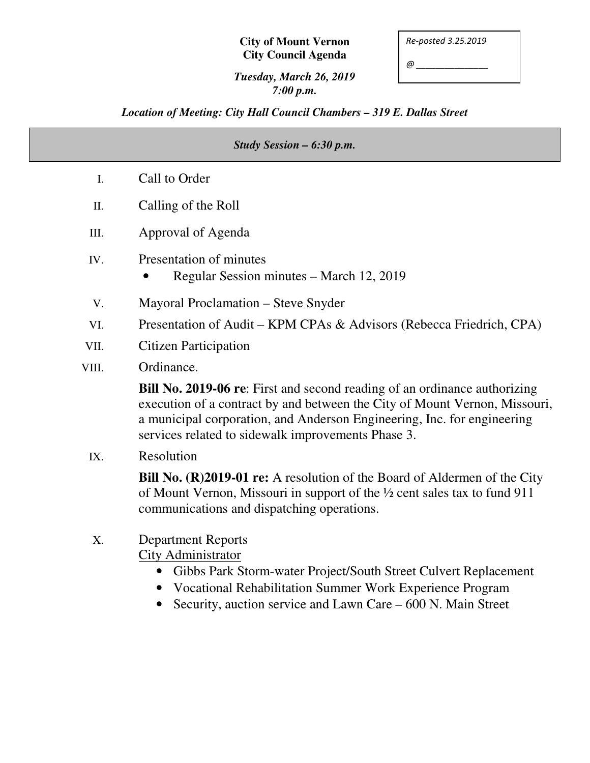**City of Mount Vernon**
**City Council Agenda**

***Tuesday, March 26, 2019***
***7:00 p.m.***

*Re-posted 3.25.2019*

*@ _______________*

***Location of Meeting: City Hall Council Chambers – 319 E. Dallas Street***

***Study Session – 6:30 p.m.***

I. Call to Order

II. Calling of the Roll

III. Approval of Agenda

IV. Presentation of minutes
- Regular Session minutes – March 12, 2019

V. Mayoral Proclamation – Steve Snyder

VI. Presentation of Audit – KPM CPAs & Advisors (Rebecca Friedrich, CPA)

VII. Citizen Participation

VIII. Ordinance.

**Bill No. 2019-06 re**: First and second reading of an ordinance authorizing execution of a contract by and between the City of Mount Vernon, Missouri, a municipal corporation, and Anderson Engineering, Inc. for engineering services related to sidewalk improvements Phase 3.

IX. Resolution

**Bill No. (R)2019-01 re:** A resolution of the Board of Aldermen of the City of Mount Vernon, Missouri in support of the ½ cent sales tax to fund 911 communications and dispatching operations.

X. Department Reports

<u>City Administrator</u>
- Gibbs Park Storm-water Project/South Street Culvert Replacement
- Vocational Rehabilitation Summer Work Experience Program
- Security, auction service and Lawn Care – 600 N. Main Street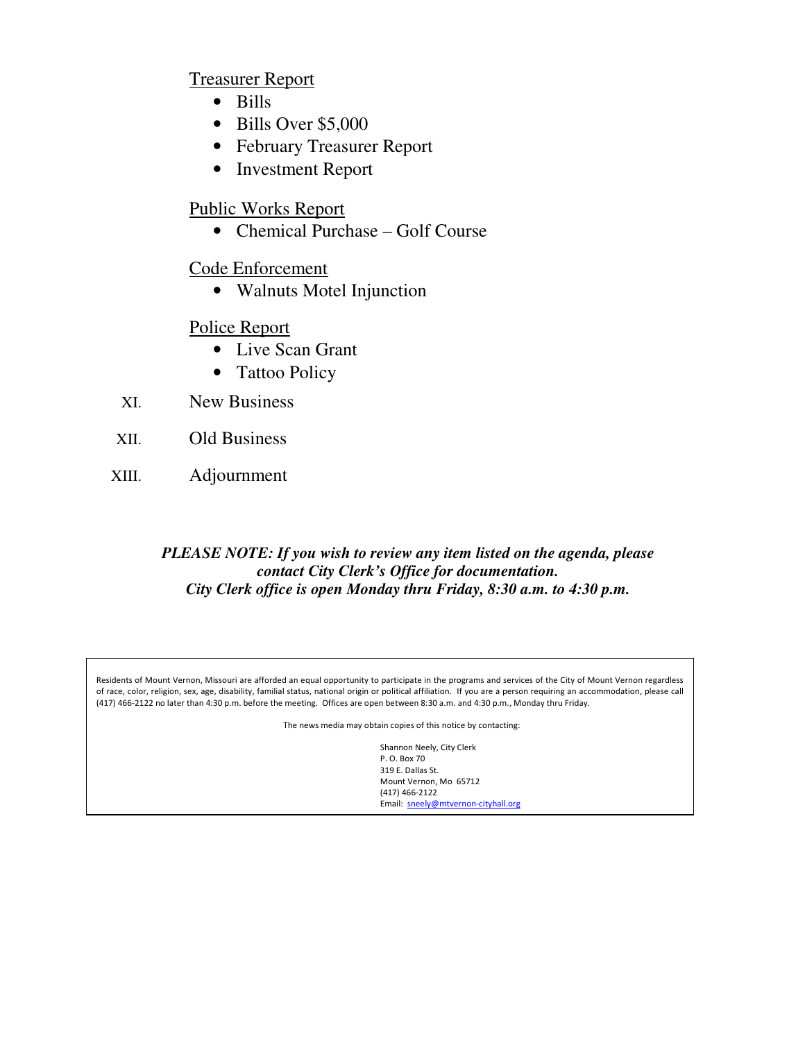<u>Treasurer Report</u>

- Bills
- Bills Over $5,000
- February Treasurer Report
- Investment Report

<u>Public Works Report</u>

- Chemical Purchase – Golf Course

<u>Code Enforcement</u>

- Walnuts Motel Injunction

<u>Police Report</u>

- Live Scan Grant
- Tattoo Policy

XI. New Business

XII. Old Business

XIII. Adjournment

***PLEASE NOTE: If you wish to review any item listed on the agenda, please contact City Clerk's Office for documentation. City Clerk office is open Monday thru Friday, 8:30 a.m. to 4:30 p.m.***

Residents of Mount Vernon, Missouri are afforded an equal opportunity to participate in the programs and services of the City of Mount Vernon regardless of race, color, religion, sex, age, disability, familial status, national origin or political affiliation. If you are a person requiring an accommodation, please call (417) 466-2122 no later than 4:30 p.m. before the meeting. Offices are open between 8:30 a.m. and 4:30 p.m., Monday thru Friday.

The news media may obtain copies of this notice by contacting:

Shannon Neely, City Clerk
P. O. Box 70
319 E. Dallas St.
Mount Vernon, Mo 65712
(417) 466-2122
Email: sneely@mtvernon-cityhall.org